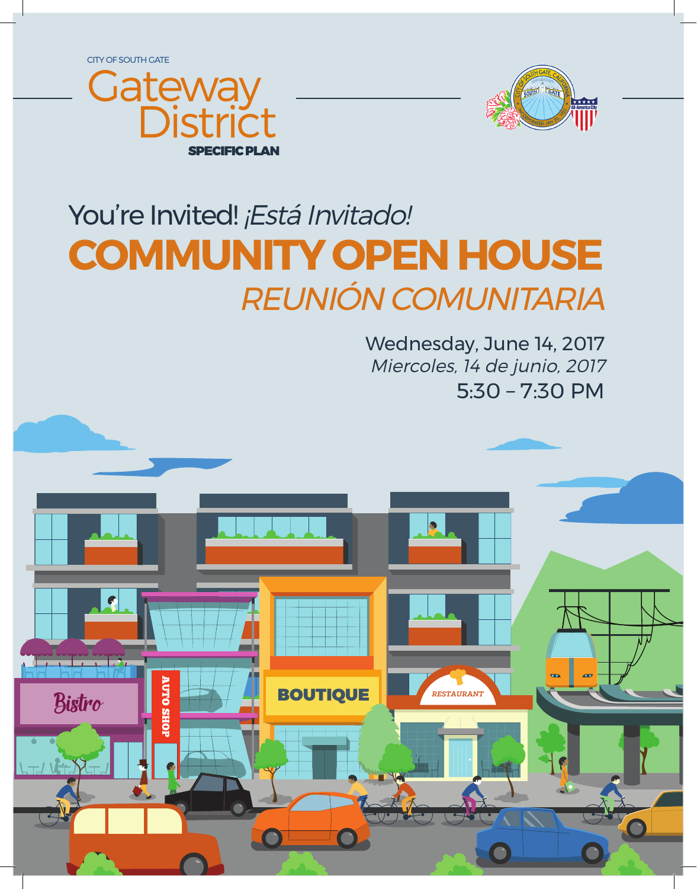CITY OF SOUTH GATE

# Gateway District

**SPECIFIC PLAN**

You're Invited! *¡Está Invitado!*

# COMMUNITY OPEN HOUSE

## *REUNIÓN COMUNITARIA*

Wednesday, June 14, 2017

*Miercoles, 14 de junio, 2017*

5:30 – 7:30 PM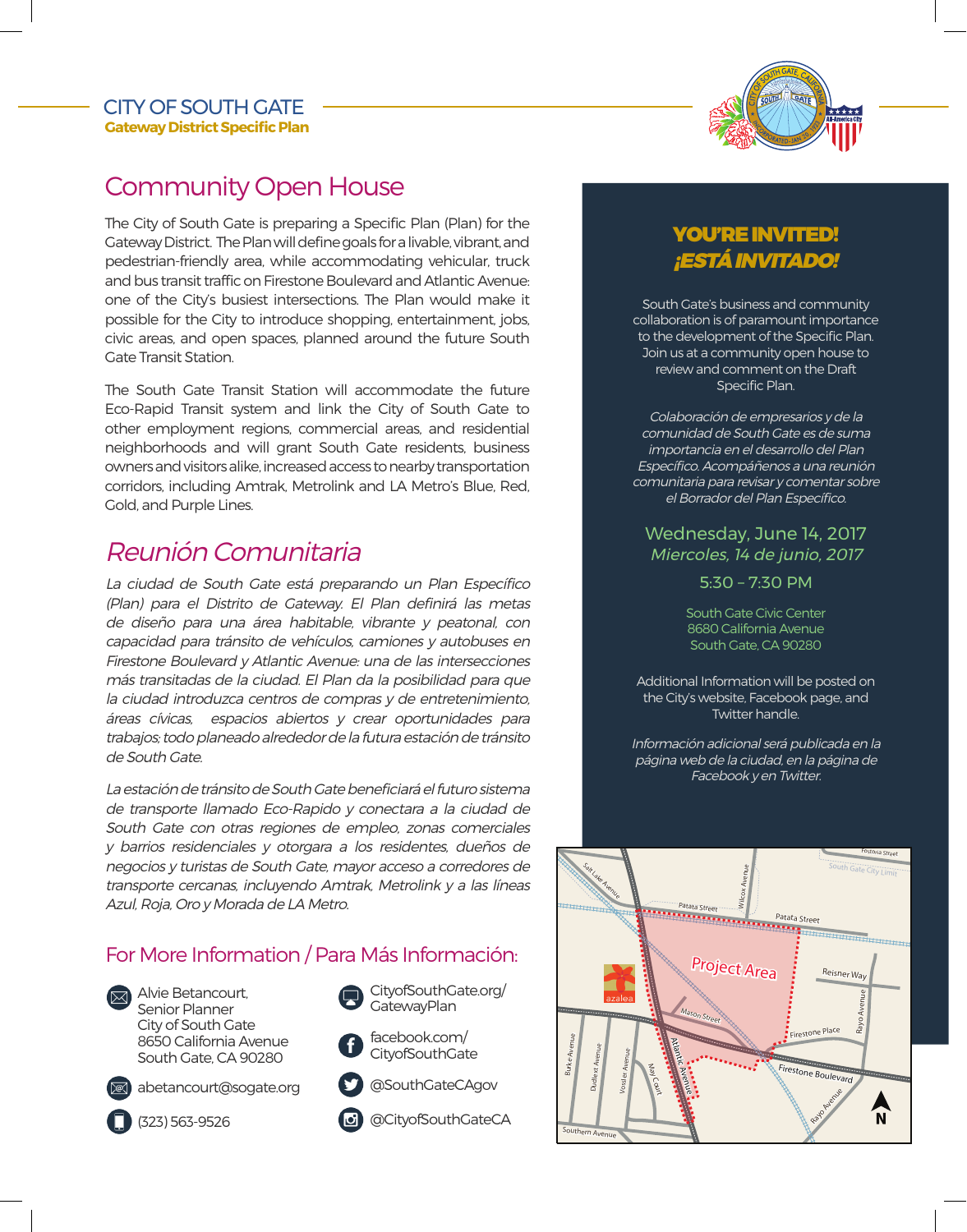CITY OF SOUTH GATE
**Gateway District Specific Plan**

# Community Open House

The City of South Gate is preparing a Specific Plan (Plan) for the Gateway District. The Plan will define goals for a livable, vibrant, and pedestrian-friendly area, while accommodating vehicular, truck and bus transit traffic on Firestone Boulevard and Atlantic Avenue: one of the City's busiest intersections. The Plan would make it possible for the City to introduce shopping, entertainment, jobs, civic areas, and open spaces, planned around the future South Gate Transit Station.

The South Gate Transit Station will accommodate the future Eco-Rapid Transit system and link the City of South Gate to other employment regions, commercial areas, and residential neighborhoods and will grant South Gate residents, business owners and visitors alike, increased access to nearby transportation corridors, including Amtrak, Metrolink and LA Metro's Blue, Red, Gold, and Purple Lines.

# *Reunión Comunitaria*

*La ciudad de South Gate está preparando un Plan Específico (Plan) para el Distrito de Gateway. El Plan definirá las metas de diseño para una área habitable, vibrante y peatonal, con capacidad para tránsito de vehículos, camiones y autobuses en Firestone Boulevard y Atlantic Avenue: una de las intersecciones más transitadas de la ciudad. El Plan da la posibilidad para que la ciudad introduzca centros de compras y de entretenimiento, áreas cívicas, espacios abiertos y crear oportunidades para trabajos; todo planeado alrededor de la futura estación de tránsito de South Gate.*

*La estación de tránsito de South Gate beneficiará el futuro sistema de transporte llamado Eco-Rapido y conectara a la ciudad de South Gate con otras regiones de empleo, zonas comerciales y barrios residenciales y otorgara a los residentes, dueños de negocios y turistas de South Gate, mayor acceso a corredores de transporte cercanas, incluyendo Amtrak, Metrolink y a las líneas Azul, Roja, Oro y Morada de LA Metro.*

## For More Information / Para Más Información:

Alvie Betancourt,
Senior Planner
City of South Gate
8650 California Avenue
South Gate, CA 90280

abetancourt@sogate.org

(323) 563-9526

CityofSouthGate.org/GatewayPlan

facebook.com/CityofSouthGate

@SouthGateCAgov

@CityofSouthGateCA

## YOU'RE INVITED!
## *¡ESTÁ INVITADO!*

South Gate's business and community collaboration is of paramount importance to the development of the Specific Plan. Join us at a community open house to review and comment on the Draft Specific Plan.

*Colaboración de empresarios y de la comunidad de South Gate es de suma importancia en el desarrollo del Plan Específico. Acompáñenos a una reunión comunitaria para revisar y comentar sobre el Borrador del Plan Específico.*

Wednesday, June 14, 2017
*Miercoles, 14 de junio, 2017*

5:30 – 7:30 PM

South Gate Civic Center
8680 California Avenue
South Gate, CA 90280

Additional Information will be posted on the City's website, Facebook page, and Twitter handle.

*Información adicional será publicada en la página web de la ciudad, en la página de Facebook y en Twitter.*

Fostoria Street
South Gate City Limit
Salt Lake Avenue
Patata Street
Wilcox Avenue
Patata Street
Project Area
Reisner Way
azalea
Mason Street
Firestone Place
Rayo Avenue
Burke Avenue
Dudlext Avenue
Vossler Avenue
May Court
Atlantic Avenue
Firestone Boulevard
Rayo Avenue
Southern Avenue
N